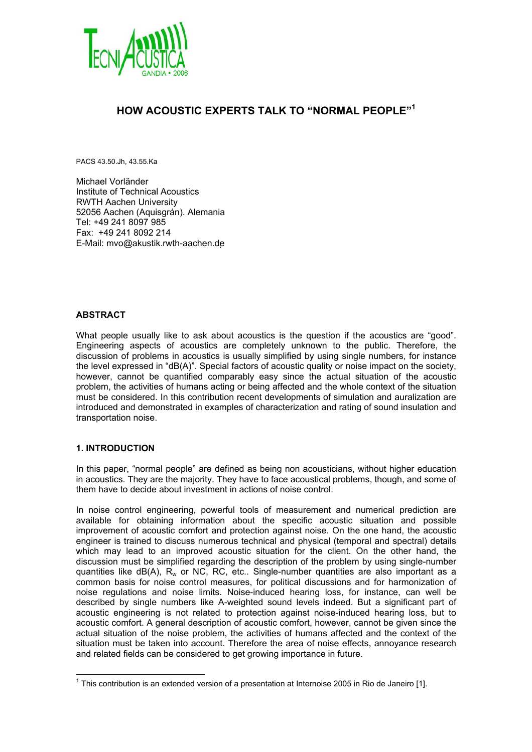# HOW ACOUSTIC EXPERTS TALK TO "NORMAL PEOPLE"[1]

PACS 43.50.Jh, 43.55.Ka

Michael Vorländer
Institute of Technical Acoustics
RWTH Aachen University
52056 Aachen (Aquisgrán). Alemania
Tel: +49 241 8097 985
Fax: +49 241 8092 214
E-Mail: mvo@akustik.rwth-aachen.de

## ABSTRACT

What people usually like to ask about acoustics is the question if the acoustics are "good". Engineering aspects of acoustics are completely unknown to the public. Therefore, the discussion of problems in acoustics is usually simplified by using single numbers, for instance the level expressed in "dB(A)". Special factors of acoustic quality or noise impact on the society, however, cannot be quantified comparably easy since the actual situation of the acoustic problem, the activities of humans acting or being affected and the whole context of the situation must be considered. In this contribution recent developments of simulation and auralization are introduced and demonstrated in examples of characterization and rating of sound insulation and transportation noise.

## 1. INTRODUCTION

In this paper, "normal people" are defined as being non acousticians, without higher education in acoustics. They are the majority. They have to face acoustical problems, though, and some of them have to decide about investment in actions of noise control.

In noise control engineering, powerful tools of measurement and numerical prediction are available for obtaining information about the specific acoustic situation and possible improvement of acoustic comfort and protection against noise. On the one hand, the acoustic engineer is trained to discuss numerous technical and physical (temporal and spectral) details which may lead to an improved acoustic situation for the client. On the other hand, the discussion must be simplified regarding the description of the problem by using single-number quantities like dB(A), $R_w$ or NC, RC, etc.. Single-number quantities are also important as a common basis for noise control measures, for political discussions and for harmonization of noise regulations and noise limits. Noise-induced hearing loss, for instance, can well be described by single numbers like A-weighted sound levels indeed. But a significant part of acoustic engineering is not related to protection against noise-induced hearing loss, but to acoustic comfort. A general description of acoustic comfort, however, cannot be given since the actual situation of the noise problem, the activities of humans affected and the context of the situation must be taken into account. Therefore the area of noise effects, annoyance research and related fields can be considered to get growing importance in future.

---

[1] This contribution is an extended version of a presentation at Internoise 2005 in Rio de Janeiro [1].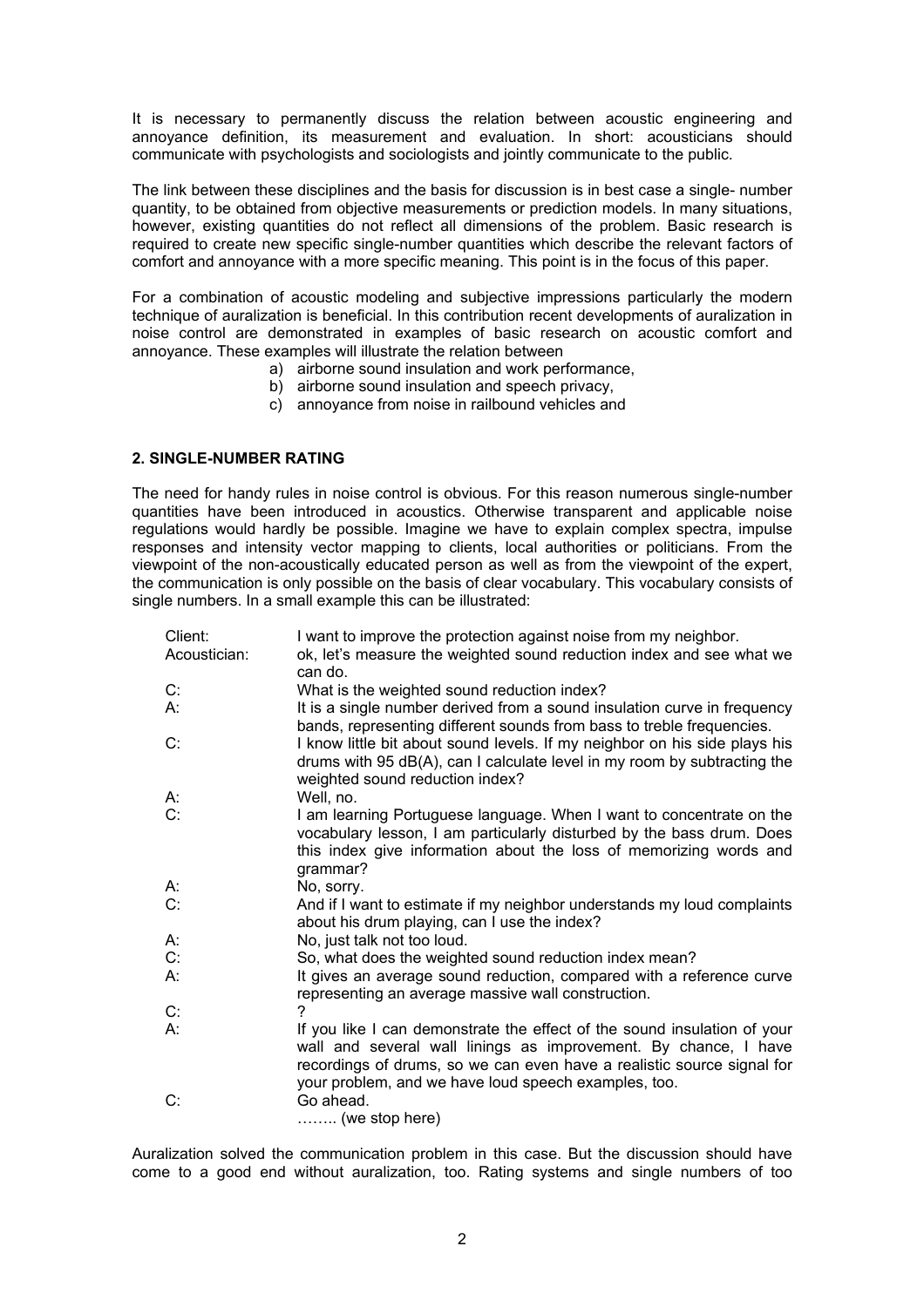It is necessary to permanently discuss the relation between acoustic engineering and annoyance definition, its measurement and evaluation. In short: acousticians should communicate with psychologists and sociologists and jointly communicate to the public.

The link between these disciplines and the basis for discussion is in best case a single- number quantity, to be obtained from objective measurements or prediction models. In many situations, however, existing quantities do not reflect all dimensions of the problem. Basic research is required to create new specific single-number quantities which describe the relevant factors of comfort and annoyance with a more specific meaning. This point is in the focus of this paper.

For a combination of acoustic modeling and subjective impressions particularly the modern technique of auralization is beneficial. In this contribution recent developments of auralization in noise control are demonstrated in examples of basic research on acoustic comfort and annoyance. These examples will illustrate the relation between

a) airborne sound insulation and work performance,
b) airborne sound insulation and speech privacy,
c) annoyance from noise in railbound vehicles and

## 2. SINGLE-NUMBER RATING

The need for handy rules in noise control is obvious. For this reason numerous single-number quantities have been introduced in acoustics. Otherwise transparent and applicable noise regulations would hardly be possible. Imagine we have to explain complex spectra, impulse responses and intensity vector mapping to clients, local authorities or politicians. From the viewpoint of the non-acoustically educated person as well as from the viewpoint of the expert, the communication is only possible on the basis of clear vocabulary. This vocabulary consists of single numbers. In a small example this can be illustrated:

Client: I want to improve the protection against noise from my neighbor.

Acoustician: ok, let's measure the weighted sound reduction index and see what we can do.

C: What is the weighted sound reduction index?

A: It is a single number derived from a sound insulation curve in frequency bands, representing different sounds from bass to treble frequencies.

C: I know little bit about sound levels. If my neighbor on his side plays his drums with 95 dB(A), can I calculate level in my room by subtracting the weighted sound reduction index?

A: Well, no.

C: I am learning Portuguese language. When I want to concentrate on the vocabulary lesson, I am particularly disturbed by the bass drum. Does this index give information about the loss of memorizing words and grammar?

A: No, sorry.

C: And if I want to estimate if my neighbor understands my loud complaints about his drum playing, can I use the index?

A: No, just talk not too loud.

C: So, what does the weighted sound reduction index mean?

A: It gives an average sound reduction, compared with a reference curve representing an average massive wall construction.

C: ?

A: If you like I can demonstrate the effect of the sound insulation of your wall and several wall linings as improvement. By chance, I have recordings of drums, so we can even have a realistic source signal for your problem, and we have loud speech examples, too.

C: Go ahead.

…….. (we stop here)

Auralization solved the communication problem in this case. But the discussion should have come to a good end without auralization, too. Rating systems and single numbers of too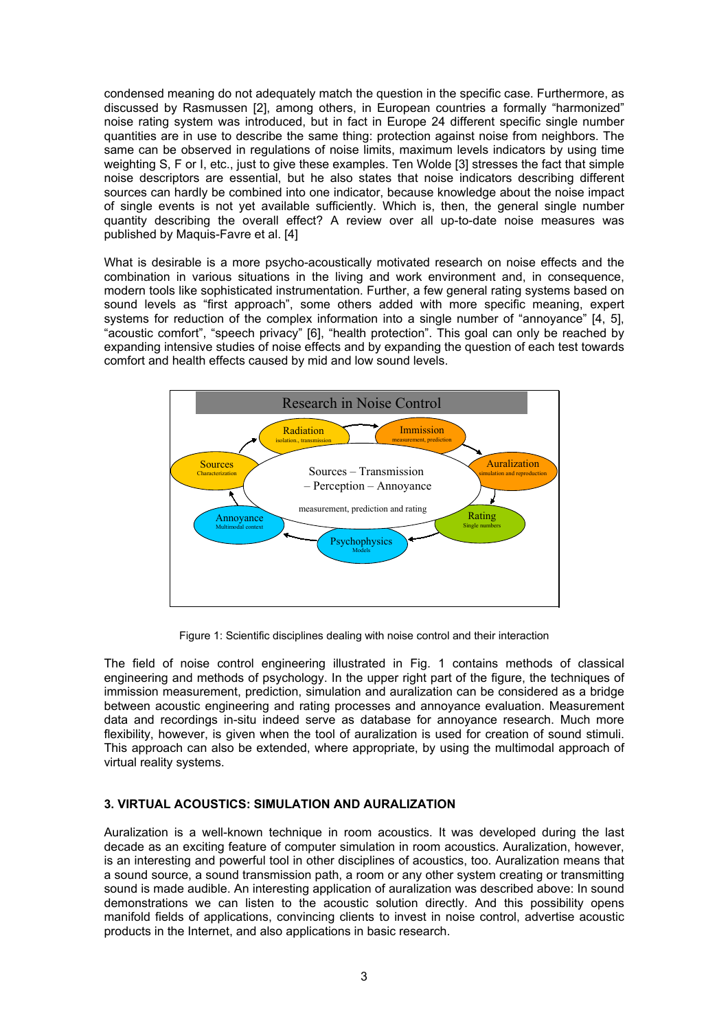condensed meaning do not adequately match the question in the specific case. Furthermore, as discussed by Rasmussen [2], among others, in European countries a formally "harmonized" noise rating system was introduced, but in fact in Europe 24 different specific single number quantities are in use to describe the same thing: protection against noise from neighbors. The same can be observed in regulations of noise limits, maximum levels indicators by using time weighting S, F or I, etc., just to give these examples. Ten Wolde [3] stresses the fact that simple noise descriptors are essential, but he also states that noise indicators describing different sources can hardly be combined into one indicator, because knowledge about the noise impact of single events is not yet available sufficiently. Which is, then, the general single number quantity describing the overall effect? A review over all up-to-date noise measures was published by Maquis-Favre et al. [4]

What is desirable is a more psycho-acoustically motivated research on noise effects and the combination in various situations in the living and work environment and, in consequence, modern tools like sophisticated instrumentation. Further, a few general rating systems based on sound levels as "first approach", some others added with more specific meaning, expert systems for reduction of the complex information into a single number of "annoyance" [4, 5], "acoustic comfort", "speech privacy" [6], "health protection". This goal can only be reached by expanding intensive studies of noise effects and by expanding the question of each test towards comfort and health effects caused by mid and low sound levels.

Figure 1: Scientific disciplines dealing with noise control and their interaction

The field of noise control engineering illustrated in Fig. 1 contains methods of classical engineering and methods of psychology. In the upper right part of the figure, the techniques of immission measurement, prediction, simulation and auralization can be considered as a bridge between acoustic engineering and rating processes and annoyance evaluation. Measurement data and recordings in-situ indeed serve as database for annoyance research. Much more flexibility, however, is given when the tool of auralization is used for creation of sound stimuli. This approach can also be extended, where appropriate, by using the multimodal approach of virtual reality systems.

### 3. VIRTUAL ACOUSTICS: SIMULATION AND AURALIZATION

Auralization is a well-known technique in room acoustics. It was developed during the last decade as an exciting feature of computer simulation in room acoustics. Auralization, however, is an interesting and powerful tool in other disciplines of acoustics, too. Auralization means that a sound source, a sound transmission path, a room or any other system creating or transmitting sound is made audible. An interesting application of auralization was described above: In sound demonstrations we can listen to the acoustic solution directly. And this possibility opens manifold fields of applications, convincing clients to invest in noise control, advertise acoustic products in the Internet, and also applications in basic research.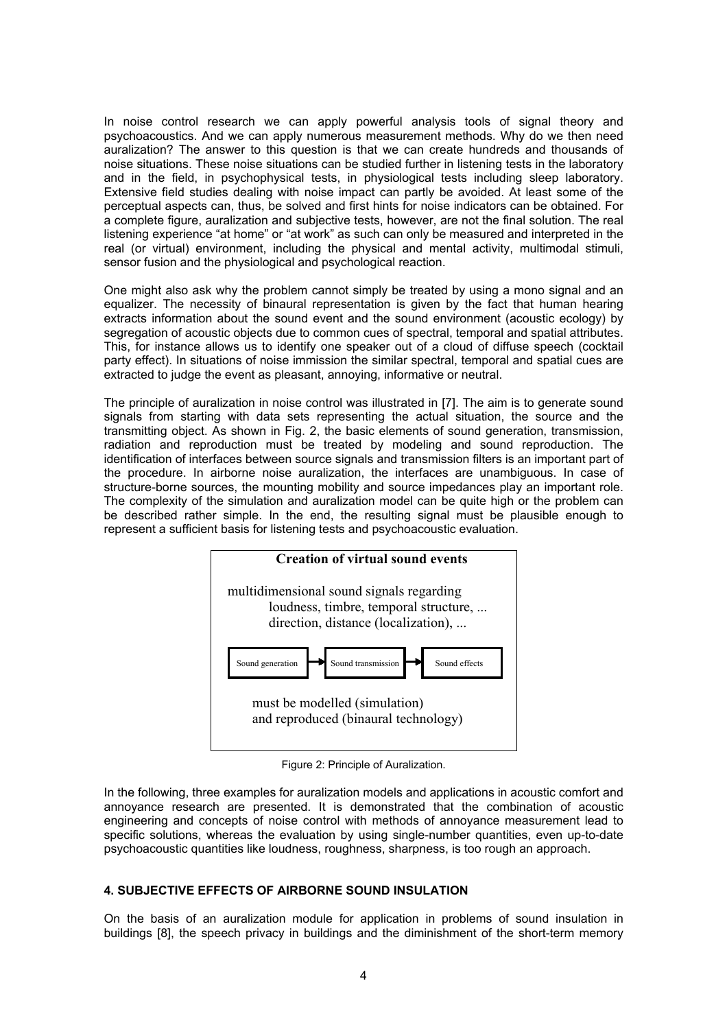In noise control research we can apply powerful analysis tools of signal theory and psychoacoustics. And we can apply numerous measurement methods. Why do we then need auralization? The answer to this question is that we can create hundreds and thousands of noise situations. These noise situations can be studied further in listening tests in the laboratory and in the field, in psychophysical tests, in physiological tests including sleep laboratory. Extensive field studies dealing with noise impact can partly be avoided. At least some of the perceptual aspects can, thus, be solved and first hints for noise indicators can be obtained. For a complete figure, auralization and subjective tests, however, are not the final solution. The real listening experience "at home" or "at work" as such can only be measured and interpreted in the real (or virtual) environment, including the physical and mental activity, multimodal stimuli, sensor fusion and the physiological and psychological reaction.

One might also ask why the problem cannot simply be treated by using a mono signal and an equalizer. The necessity of binaural representation is given by the fact that human hearing extracts information about the sound event and the sound environment (acoustic ecology) by segregation of acoustic objects due to common cues of spectral, temporal and spatial attributes. This, for instance allows us to identify one speaker out of a cloud of diffuse speech (cocktail party effect). In situations of noise immission the similar spectral, temporal and spatial cues are extracted to judge the event as pleasant, annoying, informative or neutral.

The principle of auralization in noise control was illustrated in [7]. The aim is to generate sound signals from starting with data sets representing the actual situation, the source and the transmitting object. As shown in Fig. 2, the basic elements of sound generation, transmission, radiation and reproduction must be treated by modeling and sound reproduction. The identification of interfaces between source signals and transmission filters is an important part of the procedure. In airborne noise auralization, the interfaces are unambiguous. In case of structure-borne sources, the mounting mobility and source impedances play an important role. The complexity of the simulation and auralization model can be quite high or the problem can be described rather simple. In the end, the resulting signal must be plausible enough to represent a sufficient basis for listening tests and psychoacoustic evaluation.

**Creation of virtual sound events**

multidimensional sound signals regarding
loudness, timbre, temporal structure, ...
direction, distance (localization), ...

Sound generation → Sound transmission → Sound effects

must be modelled (simulation)
and reproduced (binaural technology)

Figure 2: Principle of Auralization.

In the following, three examples for auralization models and applications in acoustic comfort and annoyance research are presented. It is demonstrated that the combination of acoustic engineering and concepts of noise control with methods of annoyance measurement lead to specific solutions, whereas the evaluation by using single-number quantities, even up-to-date psychoacoustic quantities like loudness, roughness, sharpness, is too rough an approach.

## 4. SUBJECTIVE EFFECTS OF AIRBORNE SOUND INSULATION

On the basis of an auralization module for application in problems of sound insulation in buildings [8], the speech privacy in buildings and the diminishment of the short-term memory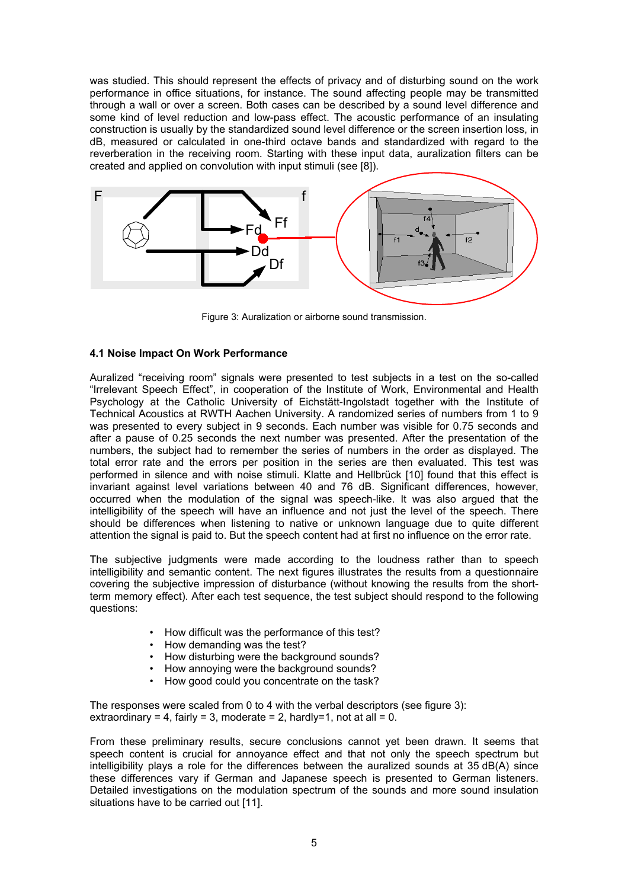was studied. This should represent the effects of privacy and of disturbing sound on the work performance in office situations, for instance. The sound affecting people may be transmitted through a wall or over a screen. Both cases can be described by a sound level difference and some kind of level reduction and low-pass effect. The acoustic performance of an insulating construction is usually by the standardized sound level difference or the screen insertion loss, in dB, measured or calculated in one-third octave bands and standardized with regard to the reverberation in the receiving room. Starting with these input data, auralization filters can be created and applied on convolution with input stimuli (see [8]).

Figure 3: Auralization or airborne sound transmission.

### 4.1 Noise Impact On Work Performance

Auralized "receiving room" signals were presented to test subjects in a test on the so-called "Irrelevant Speech Effect", in cooperation of the Institute of Work, Environmental and Health Psychology at the Catholic University of Eichstätt-Ingolstadt together with the Institute of Technical Acoustics at RWTH Aachen University. A randomized series of numbers from 1 to 9 was presented to every subject in 9 seconds. Each number was visible for 0.75 seconds and after a pause of 0.25 seconds the next number was presented. After the presentation of the numbers, the subject had to remember the series of numbers in the order as displayed. The total error rate and the errors per position in the series are then evaluated. This test was performed in silence and with noise stimuli. Klatte and Hellbrück [10] found that this effect is invariant against level variations between 40 and 76 dB. Significant differences, however, occurred when the modulation of the signal was speech-like. It was also argued that the intelligibility of the speech will have an influence and not just the level of the speech. There should be differences when listening to native or unknown language due to quite different attention the signal is paid to. But the speech content had at first no influence on the error rate.

The subjective judgments were made according to the loudness rather than to speech intelligibility and semantic content. The next figures illustrates the results from a questionnaire covering the subjective impression of disturbance (without knowing the results from the short-term memory effect). After each test sequence, the test subject should respond to the following questions:

- How difficult was the performance of this test?
- How demanding was the test?
- How disturbing were the background sounds?
- How annoying were the background sounds?
- How good could you concentrate on the task?

The responses were scaled from 0 to 4 with the verbal descriptors (see figure 3):
extraordinary = 4, fairly = 3, moderate = 2, hardly=1, not at all = 0.

From these preliminary results, secure conclusions cannot yet been drawn. It seems that speech content is crucial for annoyance effect and that not only the speech spectrum but intelligibility plays a role for the differences between the auralized sounds at 35 dB(A) since these differences vary if German and Japanese speech is presented to German listeners. Detailed investigations on the modulation spectrum of the sounds and more sound insulation situations have to be carried out [11].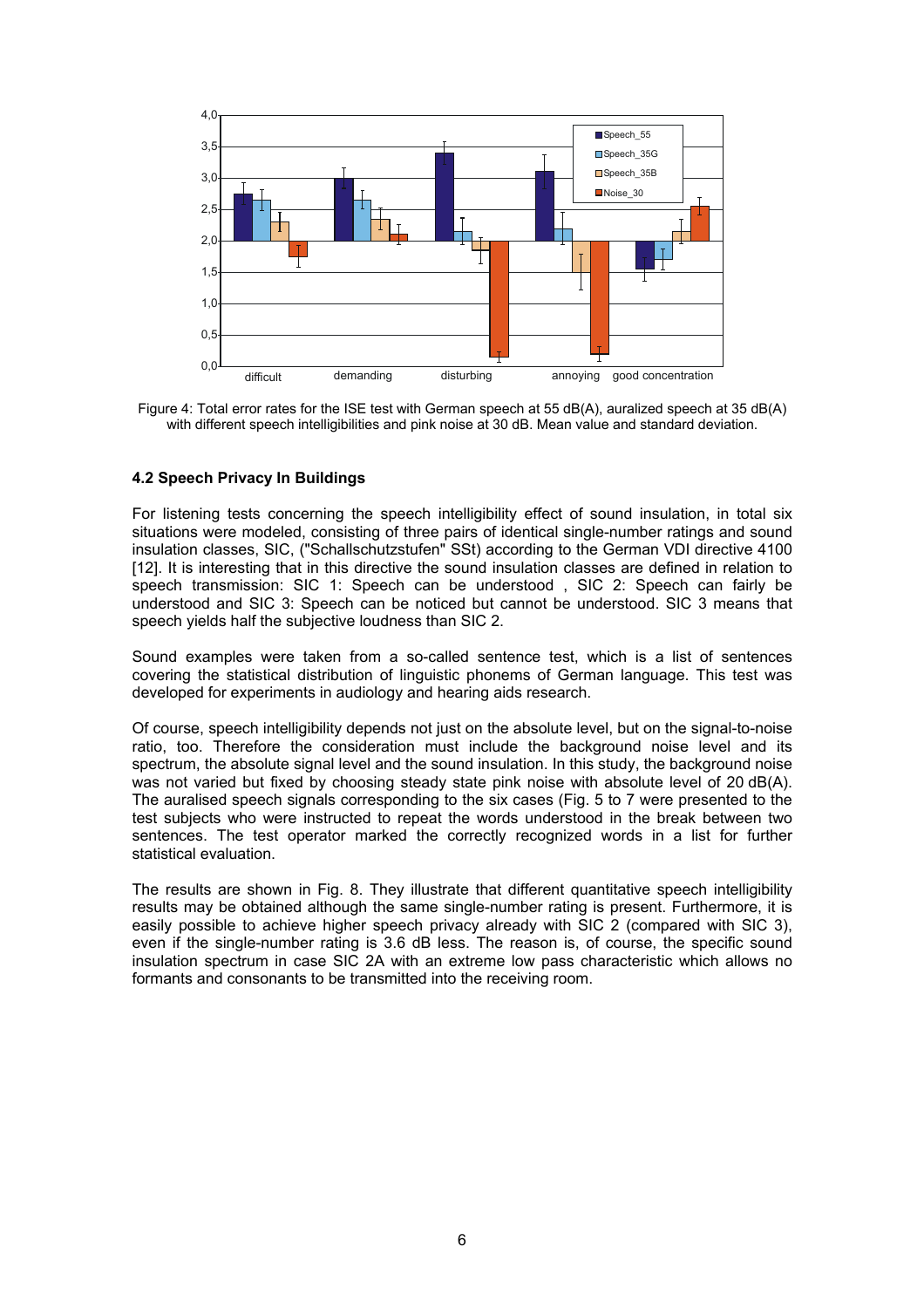Figure 4: Total error rates for the ISE test with German speech at 55 dB(A), auralized speech at 35 dB(A) with different speech intelligibilities and pink noise at 30 dB. Mean value and standard deviation.

### 4.2 Speech Privacy In Buildings

For listening tests concerning the speech intelligibility effect of sound insulation, in total six situations were modeled, consisting of three pairs of identical single-number ratings and sound insulation classes, SIC, ("Schallschutzstufen" SSt) according to the German VDI directive 4100 [12]. It is interesting that in this directive the sound insulation classes are defined in relation to speech transmission: SIC 1: Speech can be understood , SIC 2: Speech can fairly be understood and SIC 3: Speech can be noticed but cannot be understood. SIC 3 means that speech yields half the subjective loudness than SIC 2.

Sound examples were taken from a so-called sentence test, which is a list of sentences covering the statistical distribution of linguistic phonems of German language. This test was developed for experiments in audiology and hearing aids research.

Of course, speech intelligibility depends not just on the absolute level, but on the signal-to-noise ratio, too. Therefore the consideration must include the background noise level and its spectrum, the absolute signal level and the sound insulation. In this study, the background noise was not varied but fixed by choosing steady state pink noise with absolute level of 20 dB(A). The auralised speech signals corresponding to the six cases (Fig. 5 to 7 were presented to the test subjects who were instructed to repeat the words understood in the break between two sentences. The test operator marked the correctly recognized words in a list for further statistical evaluation.

The results are shown in Fig. 8. They illustrate that different quantitative speech intelligibility results may be obtained although the same single-number rating is present. Furthermore, it is easily possible to achieve higher speech privacy already with SIC 2 (compared with SIC 3), even if the single-number rating is 3.6 dB less. The reason is, of course, the specific sound insulation spectrum in case SIC 2A with an extreme low pass characteristic which allows no formants and consonants to be transmitted into the receiving room.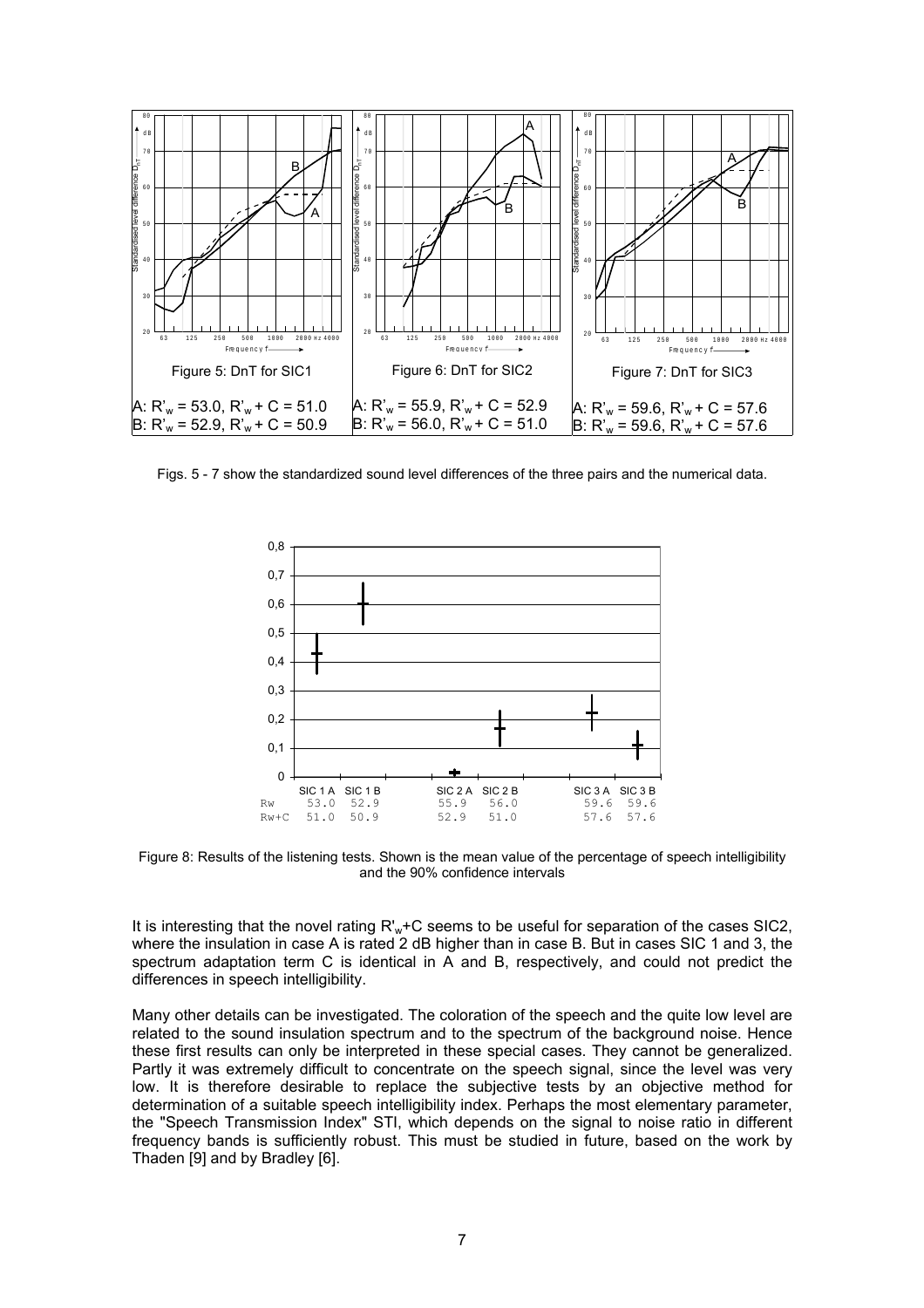Figure 5: DnT for SIC1

A: $R'_w$ = 53.0, $R'_w$ + C = 51.0
B: $R'_w$ = 52.9, $R'_w$ + C = 50.9

Figure 6: DnT for SIC2

A: $R'_w$ = 55.9, $R'_w$ + C = 52.9
B: $R'_w$ = 56.0, $R'_w$ + C = 51.0

Figure 7: DnT for SIC3

A: $R'_w$ = 59.6, $R'_w$ + C = 57.6
B: $R'_w$ = 59.6, $R'_w$ + C = 57.6

Figs. 5 - 7 show the standardized sound level differences of the three pairs and the numerical data.

| | SIC 1 A | SIC 1 B | SIC 2 A | SIC 2 B | SIC 3 A | SIC 3 B |
|---|---|---|---|---|---|---|
| Rw | 53.0 | 52.9 | 55.9 | 56.0 | 59.6 | 59.6 |
| Rw+C | 51.0 | 50.9 | 52.9 | 51.0 | 57.6 | 57.6 |

Figure 8: Results of the listening tests. Shown is the mean value of the percentage of speech intelligibility and the 90% confidence intervals

It is interesting that the novel rating $R'_w$+C seems to be useful for separation of the cases SIC2, where the insulation in case A is rated 2 dB higher than in case B. But in cases SIC 1 and 3, the spectrum adaptation term C is identical in A and B, respectively, and could not predict the differences in speech intelligibility.

Many other details can be investigated. The coloration of the speech and the quite low level are related to the sound insulation spectrum and to the spectrum of the background noise. Hence these first results can only be interpreted in these special cases. They cannot be generalized. Partly it was extremely difficult to concentrate on the speech signal, since the level was very low. It is therefore desirable to replace the subjective tests by an objective method for determination of a suitable speech intelligibility index. Perhaps the most elementary parameter, the "Speech Transmission Index" STI, which depends on the signal to noise ratio in different frequency bands is sufficiently robust. This must be studied in future, based on the work by Thaden [9] and by Bradley [6].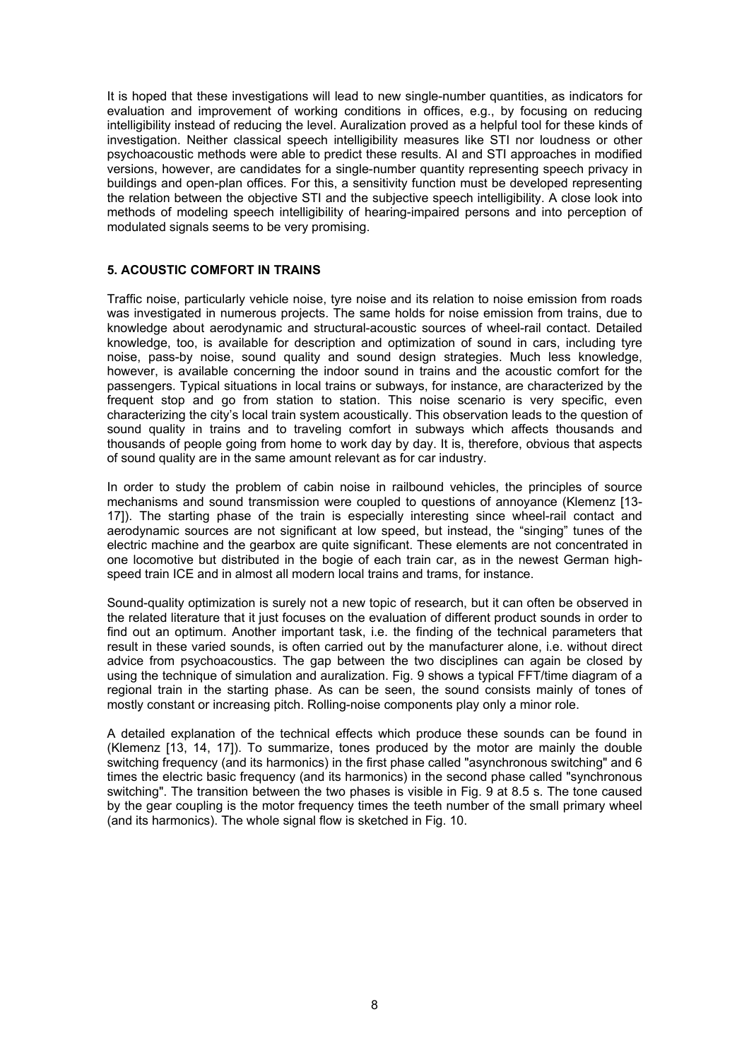It is hoped that these investigations will lead to new single-number quantities, as indicators for evaluation and improvement of working conditions in offices, e.g., by focusing on reducing intelligibility instead of reducing the level. Auralization proved as a helpful tool for these kinds of investigation. Neither classical speech intelligibility measures like STI nor loudness or other psychoacoustic methods were able to predict these results. AI and STI approaches in modified versions, however, are candidates for a single-number quantity representing speech privacy in buildings and open-plan offices. For this, a sensitivity function must be developed representing the relation between the objective STI and the subjective speech intelligibility. A close look into methods of modeling speech intelligibility of hearing-impaired persons and into perception of modulated signals seems to be very promising.

## 5. ACOUSTIC COMFORT IN TRAINS

Traffic noise, particularly vehicle noise, tyre noise and its relation to noise emission from roads was investigated in numerous projects. The same holds for noise emission from trains, due to knowledge about aerodynamic and structural-acoustic sources of wheel-rail contact. Detailed knowledge, too, is available for description and optimization of sound in cars, including tyre noise, pass-by noise, sound quality and sound design strategies. Much less knowledge, however, is available concerning the indoor sound in trains and the acoustic comfort for the passengers. Typical situations in local trains or subways, for instance, are characterized by the frequent stop and go from station to station. This noise scenario is very specific, even characterizing the city's local train system acoustically. This observation leads to the question of sound quality in trains and to traveling comfort in subways which affects thousands and thousands of people going from home to work day by day. It is, therefore, obvious that aspects of sound quality are in the same amount relevant as for car industry.

In order to study the problem of cabin noise in railbound vehicles, the principles of source mechanisms and sound transmission were coupled to questions of annoyance (Klemenz [13-17]). The starting phase of the train is especially interesting since wheel-rail contact and aerodynamic sources are not significant at low speed, but instead, the "singing" tunes of the electric machine and the gearbox are quite significant. These elements are not concentrated in one locomotive but distributed in the bogie of each train car, as in the newest German high-speed train ICE and in almost all modern local trains and trams, for instance.

Sound-quality optimization is surely not a new topic of research, but it can often be observed in the related literature that it just focuses on the evaluation of different product sounds in order to find out an optimum. Another important task, i.e. the finding of the technical parameters that result in these varied sounds, is often carried out by the manufacturer alone, i.e. without direct advice from psychoacoustics. The gap between the two disciplines can again be closed by using the technique of simulation and auralization. Fig. 9 shows a typical FFT/time diagram of a regional train in the starting phase. As can be seen, the sound consists mainly of tones of mostly constant or increasing pitch. Rolling-noise components play only a minor role.

A detailed explanation of the technical effects which produce these sounds can be found in (Klemenz [13, 14, 17]). To summarize, tones produced by the motor are mainly the double switching frequency (and its harmonics) in the first phase called "asynchronous switching" and 6 times the electric basic frequency (and its harmonics) in the second phase called "synchronous switching". The transition between the two phases is visible in Fig. 9 at 8.5 s. The tone caused by the gear coupling is the motor frequency times the teeth number of the small primary wheel (and its harmonics). The whole signal flow is sketched in Fig. 10.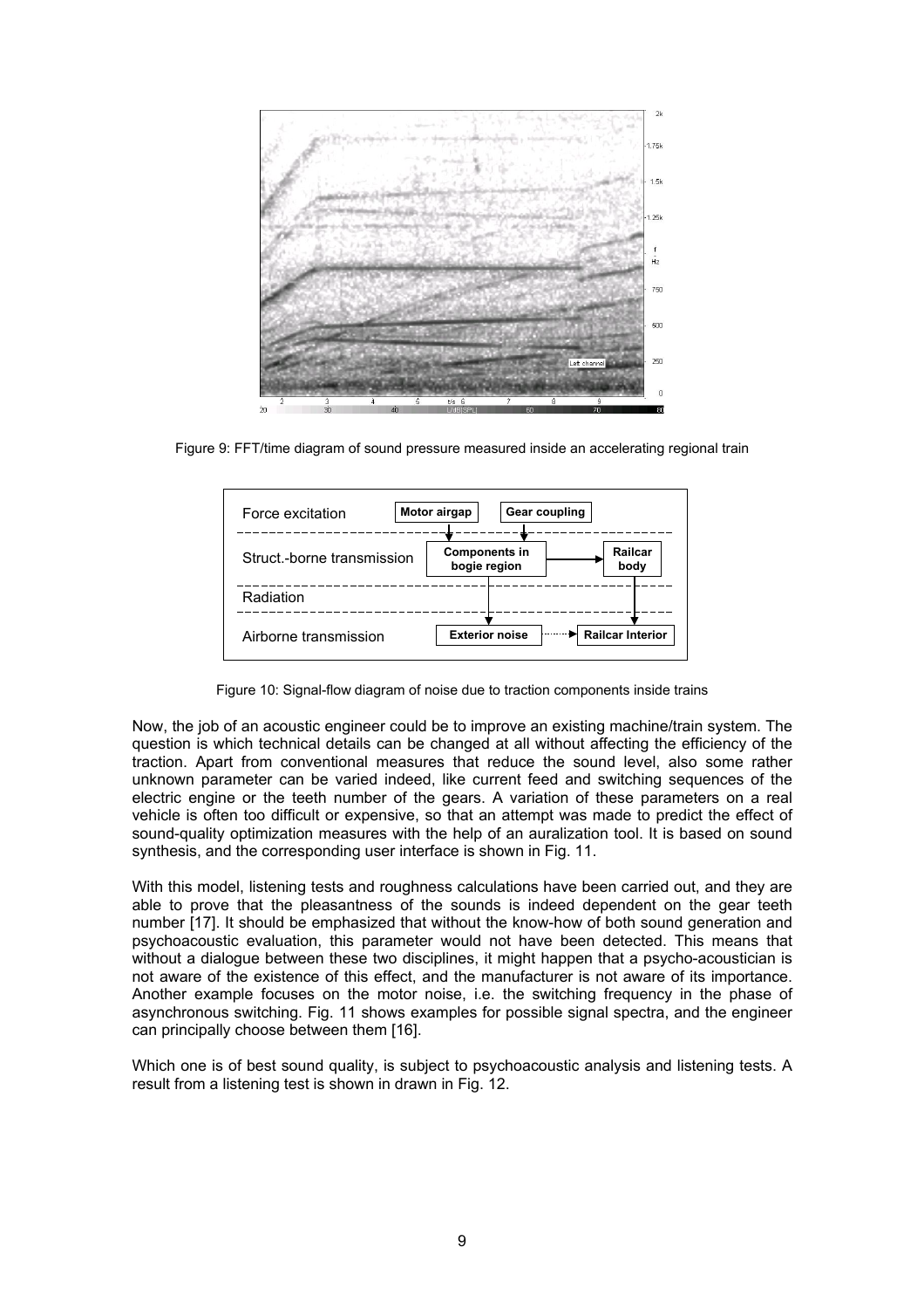Figure 9: FFT/time diagram of sound pressure measured inside an accelerating regional train

| Force excitation | Motor airgap | Gear coupling |
| --- | --- | --- |
| Struct.-borne transmission | Components in bogie region | Railcar body |
| Radiation | | |
| Airborne transmission | Exterior noise | Railcar Interior |

Figure 10: Signal-flow diagram of noise due to traction components inside trains

Now, the job of an acoustic engineer could be to improve an existing machine/train system. The question is which technical details can be changed at all without affecting the efficiency of the traction. Apart from conventional measures that reduce the sound level, also some rather unknown parameter can be varied indeed, like current feed and switching sequences of the electric engine or the teeth number of the gears. A variation of these parameters on a real vehicle is often too difficult or expensive, so that an attempt was made to predict the effect of sound-quality optimization measures with the help of an auralization tool. It is based on sound synthesis, and the corresponding user interface is shown in Fig. 11.

With this model, listening tests and roughness calculations have been carried out, and they are able to prove that the pleasantness of the sounds is indeed dependent on the gear teeth number [17]. It should be emphasized that without the know-how of both sound generation and psychoacoustic evaluation, this parameter would not have been detected. This means that without a dialogue between these two disciplines, it might happen that a psycho-acoustician is not aware of the existence of this effect, and the manufacturer is not aware of its importance. Another example focuses on the motor noise, i.e. the switching frequency in the phase of asynchronous switching. Fig. 11 shows examples for possible signal spectra, and the engineer can principally choose between them [16].

Which one is of best sound quality, is subject to psychoacoustic analysis and listening tests. A result from a listening test is shown in drawn in Fig. 12.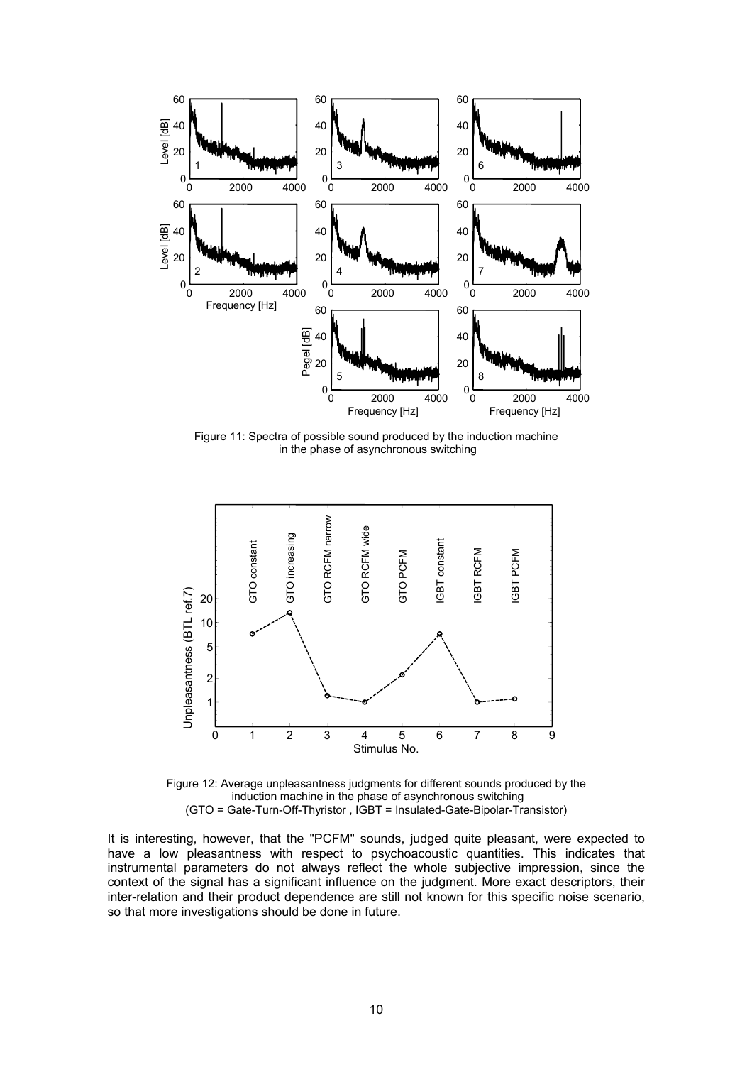Figure 11: Spectra of possible sound produced by the induction machine in the phase of asynchronous switching

Figure 12: Average unpleasantness judgments for different sounds produced by the induction machine in the phase of asynchronous switching (GTO = Gate-Turn-Off-Thyristor , IGBT = Insulated-Gate-Bipolar-Transistor)

It is interesting, however, that the "PCFM" sounds, judged quite pleasant, were expected to have a low pleasantness with respect to psychoacoustic quantities. This indicates that instrumental parameters do not always reflect the whole subjective impression, since the context of the signal has a significant influence on the judgment. More exact descriptors, their inter-relation and their product dependence are still not known for this specific noise scenario, so that more investigations should be done in future.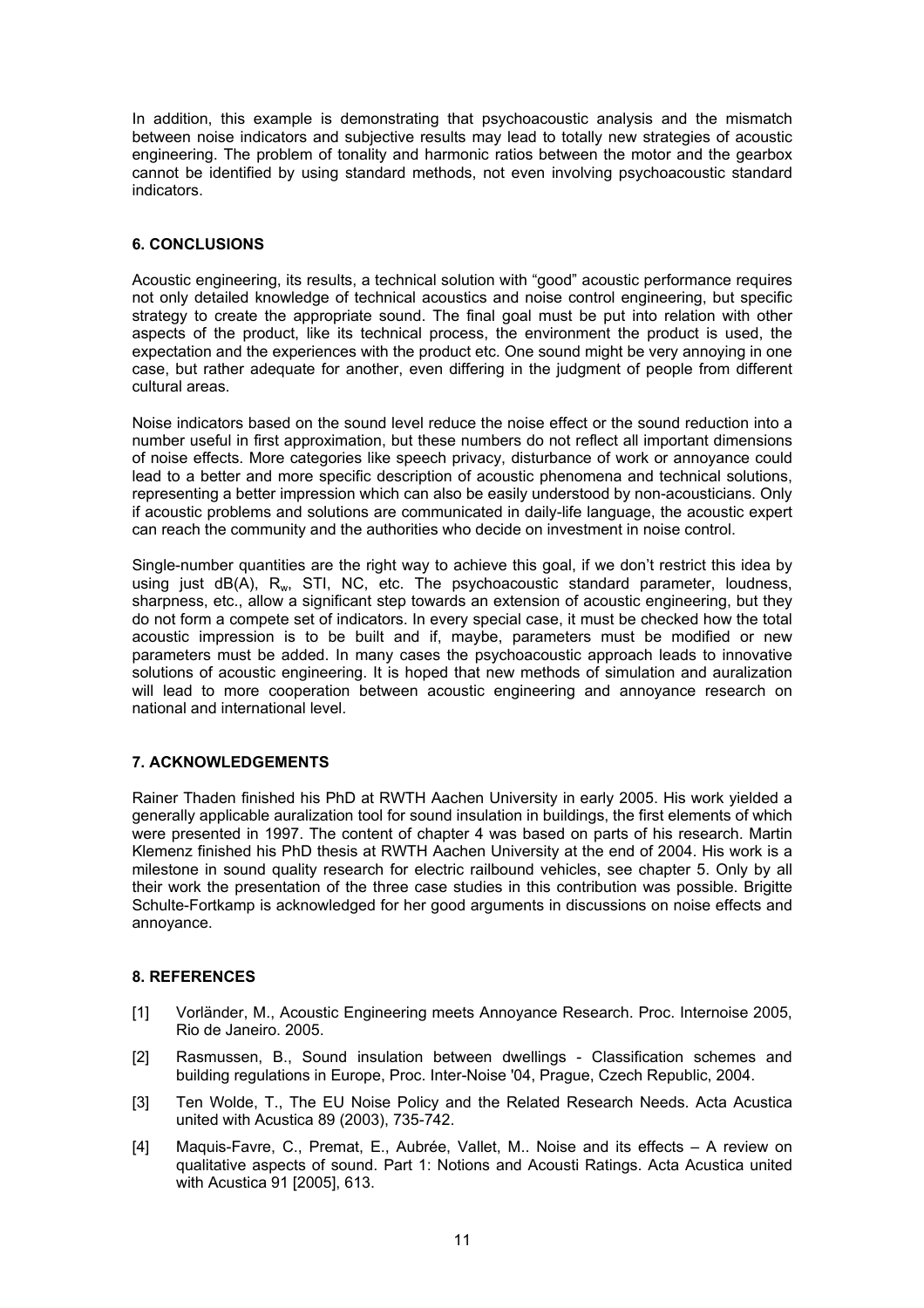In addition, this example is demonstrating that psychoacoustic analysis and the mismatch between noise indicators and subjective results may lead to totally new strategies of acoustic engineering. The problem of tonality and harmonic ratios between the motor and the gearbox cannot be identified by using standard methods, not even involving psychoacoustic standard indicators.

## 6. CONCLUSIONS

Acoustic engineering, its results, a technical solution with "good" acoustic performance requires not only detailed knowledge of technical acoustics and noise control engineering, but specific strategy to create the appropriate sound. The final goal must be put into relation with other aspects of the product, like its technical process, the environment the product is used, the expectation and the experiences with the product etc. One sound might be very annoying in one case, but rather adequate for another, even differing in the judgment of people from different cultural areas.

Noise indicators based on the sound level reduce the noise effect or the sound reduction into a number useful in first approximation, but these numbers do not reflect all important dimensions of noise effects. More categories like speech privacy, disturbance of work or annoyance could lead to a better and more specific description of acoustic phenomena and technical solutions, representing a better impression which can also be easily understood by non-acousticians. Only if acoustic problems and solutions are communicated in daily-life language, the acoustic expert can reach the community and the authorities who decide on investment in noise control.

Single-number quantities are the right way to achieve this goal, if we don't restrict this idea by using just dB(A), $R_w$, STI, NC, etc. The psychoacoustic standard parameter, loudness, sharpness, etc., allow a significant step towards an extension of acoustic engineering, but they do not form a compete set of indicators. In every special case, it must be checked how the total acoustic impression is to be built and if, maybe, parameters must be modified or new parameters must be added. In many cases the psychoacoustic approach leads to innovative solutions of acoustic engineering. It is hoped that new methods of simulation and auralization will lead to more cooperation between acoustic engineering and annoyance research on national and international level.

## 7. ACKNOWLEDGEMENTS

Rainer Thaden finished his PhD at RWTH Aachen University in early 2005. His work yielded a generally applicable auralization tool for sound insulation in buildings, the first elements of which were presented in 1997. The content of chapter 4 was based on parts of his research. Martin Klemenz finished his PhD thesis at RWTH Aachen University at the end of 2004. His work is a milestone in sound quality research for electric railbound vehicles, see chapter 5. Only by all their work the presentation of the three case studies in this contribution was possible. Brigitte Schulte-Fortkamp is acknowledged for her good arguments in discussions on noise effects and annoyance.

## 8. REFERENCES

[1] Vorländer, M., Acoustic Engineering meets Annoyance Research. Proc. Internoise 2005, Rio de Janeiro. 2005.

[2] Rasmussen, B., Sound insulation between dwellings - Classification schemes and building regulations in Europe, Proc. Inter-Noise '04, Prague, Czech Republic, 2004.

[3] Ten Wolde, T., The EU Noise Policy and the Related Research Needs. Acta Acustica united with Acustica 89 (2003), 735-742.

[4] Maquis-Favre, C., Premat, E., Aubrée, Vallet, M.. Noise and its effects – A review on qualitative aspects of sound. Part 1: Notions and Acousti Ratings. Acta Acustica united with Acustica 91 [2005], 613.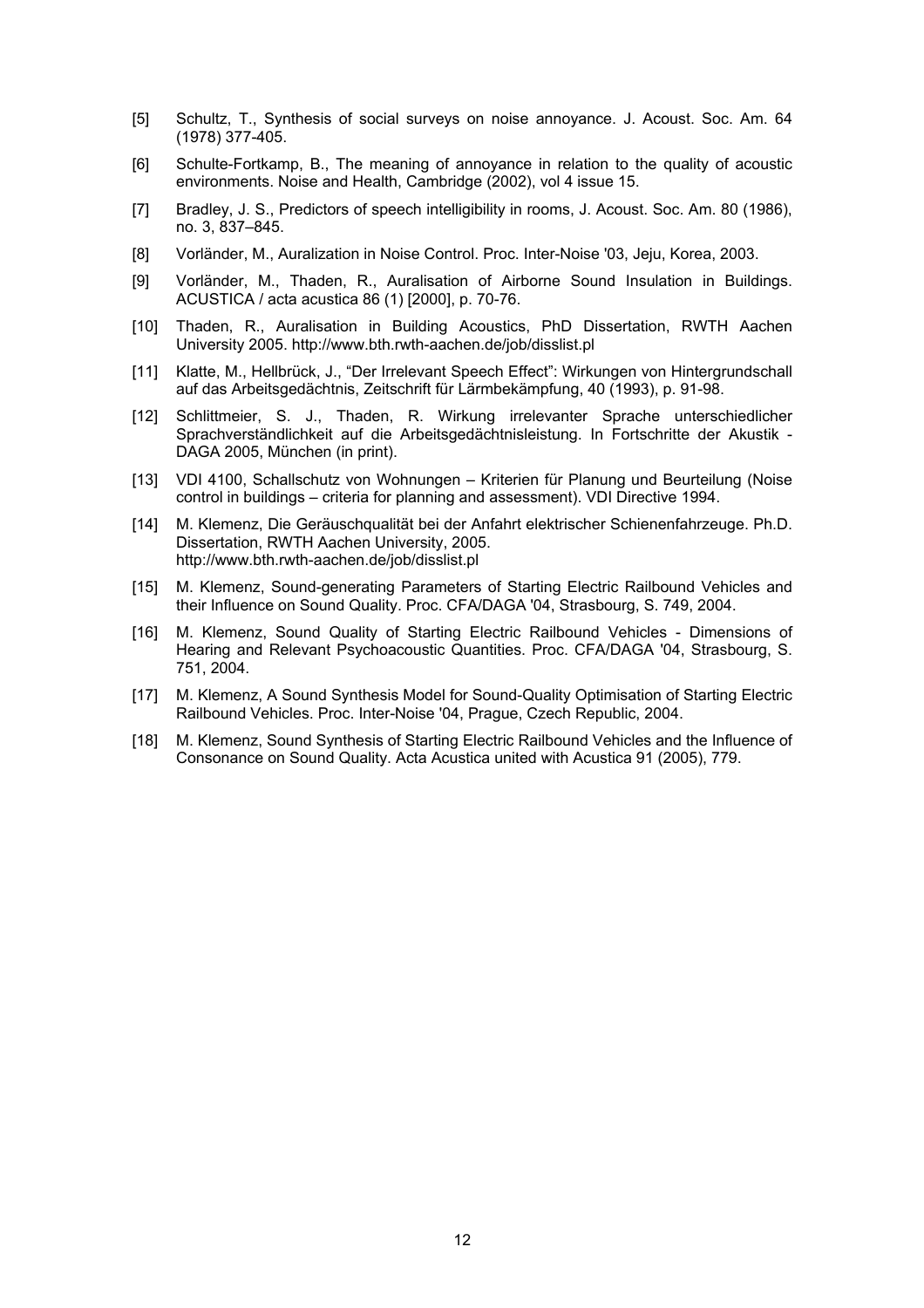[5] Schultz, T., Synthesis of social surveys on noise annoyance. J. Acoust. Soc. Am. 64 (1978) 377-405.

[6] Schulte-Fortkamp, B., The meaning of annoyance in relation to the quality of acoustic environments. Noise and Health, Cambridge (2002), vol 4 issue 15.

[7] Bradley, J. S., Predictors of speech intelligibility in rooms, J. Acoust. Soc. Am. 80 (1986), no. 3, 837–845.

[8] Vorländer, M., Auralization in Noise Control. Proc. Inter-Noise '03, Jeju, Korea, 2003.

[9] Vorländer, M., Thaden, R., Auralisation of Airborne Sound Insulation in Buildings. ACUSTICA / acta acustica 86 (1) [2000], p. 70-76.

[10] Thaden, R., Auralisation in Building Acoustics, PhD Dissertation, RWTH Aachen University 2005. http://www.bth.rwth-aachen.de/job/disslist.pl

[11] Klatte, M., Hellbrück, J., "Der Irrelevant Speech Effect": Wirkungen von Hintergrundschall auf das Arbeitsgedächtnis, Zeitschrift für Lärmbekämpfung, 40 (1993), p. 91-98.

[12] Schlittmeier, S. J., Thaden, R. Wirkung irrelevanter Sprache unterschiedlicher Sprachverständlichkeit auf die Arbeitsgedächtnisleistung. In Fortschritte der Akustik - DAGA 2005, München (in print).

[13] VDI 4100, Schallschutz von Wohnungen – Kriterien für Planung und Beurteilung (Noise control in buildings – criteria for planning and assessment). VDI Directive 1994.

[14] M. Klemenz, Die Geräuschqualität bei der Anfahrt elektrischer Schienenfahrzeuge. Ph.D. Dissertation, RWTH Aachen University, 2005. http://www.bth.rwth-aachen.de/job/disslist.pl

[15] M. Klemenz, Sound-generating Parameters of Starting Electric Railbound Vehicles and their Influence on Sound Quality. Proc. CFA/DAGA '04, Strasbourg, S. 749, 2004.

[16] M. Klemenz, Sound Quality of Starting Electric Railbound Vehicles - Dimensions of Hearing and Relevant Psychoacoustic Quantities. Proc. CFA/DAGA '04, Strasbourg, S. 751, 2004.

[17] M. Klemenz, A Sound Synthesis Model for Sound-Quality Optimisation of Starting Electric Railbound Vehicles. Proc. Inter-Noise '04, Prague, Czech Republic, 2004.

[18] M. Klemenz, Sound Synthesis of Starting Electric Railbound Vehicles and the Influence of Consonance on Sound Quality. Acta Acustica united with Acustica 91 (2005), 779.